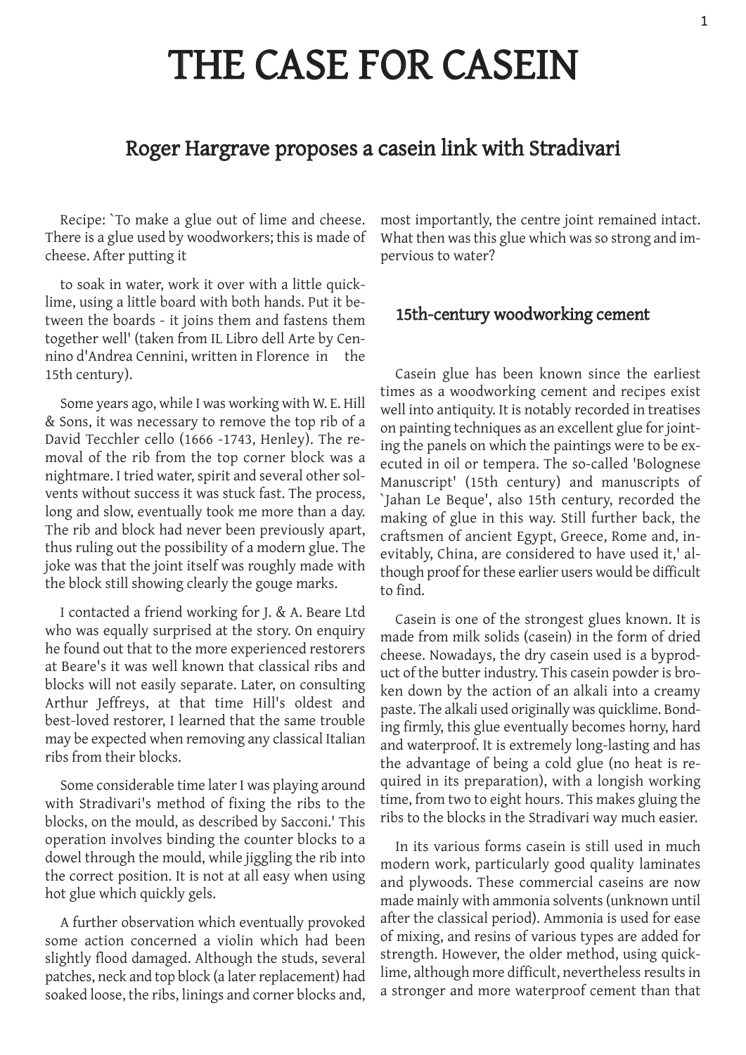# THE CASE FOR CASEIN

## Roger Hargrave proposes a casein link with Stradivari

Recipe: `To make a glue out of lime and cheese. There is a glue used by woodworkers; this is made of cheese. After putting it

to soak in water, work it over with a little quicklime, using a little board with both hands. Put it between the boards - it joins them and fastens them together well' (taken from IL Libro dell Arte by Cennino d'Andrea Cennini, written in Florence in the 15th century).

Some years ago, while I was working with W. E. Hill & Sons, it was necessary to remove the top rib of a David Tecchler cello (1666 -1743, Henley). The removal of the rib from the top corner block was a nightmare. I tried water, spirit and several other solvents without success it was stuck fast. The process, long and slow, eventually took me more than a day. The rib and block had never been previously apart, thus ruling out the possibility of a modern glue. The joke was that the joint itself was roughly made with the block still showing clearly the gouge marks.

I contacted a friend working for J. & A. Beare Ltd who was equally surprised at the story. On enquiry he found out that to the more experienced restorers at Beare's it was well known that classical ribs and blocks will not easily separate. Later, on consulting Arthur Jeffreys, at that time Hill's oldest and best-loved restorer, I learned that the same trouble may be expected when removing any classical Italian ribs from their blocks.

Some considerable time later I was playing around with Stradivari's method of fixing the ribs to the blocks, on the mould, as described by Sacconi.' This operation involves binding the counter blocks to a dowel through the mould, while jiggling the rib into the correct position. It is not at all easy when using hot glue which quickly gels.

A further observation which eventually provoked some action concerned a violin which had been slightly flood damaged. Although the studs, several patches, neck and top block (a later replacement) had soaked loose, the ribs, linings and corner blocks and, most importantly, the centre joint remained intact. What then was this glue which was so strong and impervious to water?

### 15th-century woodworking cement

Casein glue has been known since the earliest times as a woodworking cement and recipes exist well into antiquity. It is notably recorded in treatises on painting techniques as an excellent glue for jointing the panels on which the paintings were to be executed in oil or tempera. The so-called 'Bolognese Manuscript' (15th century) and manuscripts of `Jahan Le Beque', also 15th century, recorded the making of glue in this way. Still further back, the craftsmen of ancient Egypt, Greece, Rome and, inevitably, China, are considered to have used it,' although proof for these earlier users would be difficult to find.

Casein is one of the strongest glues known. It is made from milk solids (casein) in the form of dried cheese. Nowadays, the dry casein used is a byproduct of the butter industry. This casein powder is broken down by the action of an alkali into a creamy paste. The alkali used originally was quicklime. Bonding firmly, this glue eventually becomes horny, hard and waterproof. It is extremely long-lasting and has the advantage of being a cold glue (no heat is required in its preparation), with a longish working time, from two to eight hours. This makes gluing the ribs to the blocks in the Stradivari way much easier.

In its various forms casein is still used in much modern work, particularly good quality laminates and plywoods. These commercial caseins are now made mainly with ammonia solvents (unknown until after the classical period). Ammonia is used for ease of mixing, and resins of various types are added for strength. However, the older method, using quicklime, although more difficult, nevertheless results in a stronger and more waterproof cement than that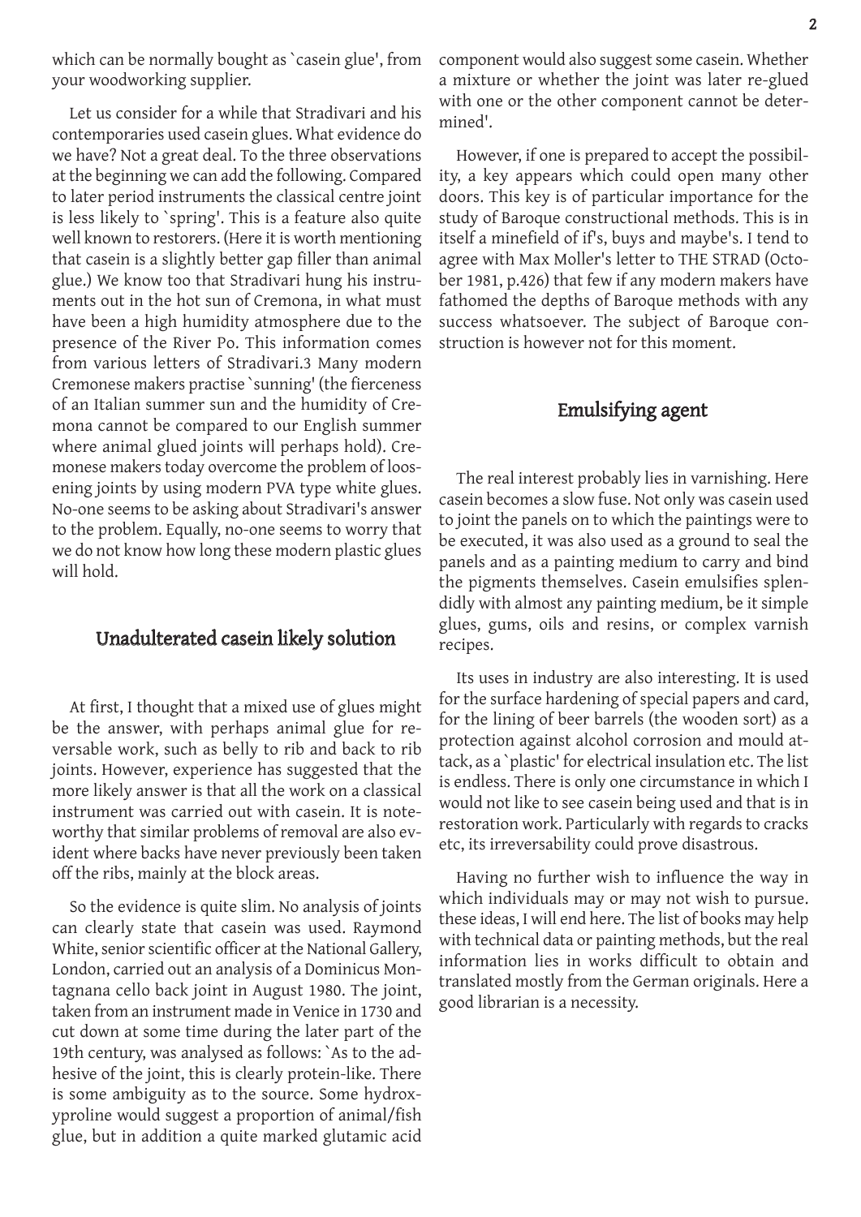which can be normally bought as `casein glue', from your woodworking supplier.

Let us consider for a while that Stradivari and his contemporaries used casein glues. What evidence do we have? Not a great deal. To the three observations at the beginning we can add the following. Compared to later period instruments the classical centre joint is less likely to `spring'. This is a feature also quite well known to restorers. (Here it is worth mentioning that casein is a slightly better gap filler than animal glue.) We know too that Stradivari hung his instruments out in the hot sun of Cremona, in what must have been a high humidity atmosphere due to the presence of the River Po. This information comes from various letters of Stradivari.3 Many modern Cremonese makers practise `sunning' (the fierceness of an Italian summer sun and the humidity of Cremona cannot be compared to our English summer where animal glued joints will perhaps hold). Cremonese makers today overcome the problem of loosening joints by using modern PVA type white glues. No-one seems to be asking about Stradivari's answer to the problem. Equally, no-one seems to worry that we do not know how long these modern plastic glues will hold.

## Unadulterated casein likely solution

At first, I thought that a mixed use of glues might be the answer, with perhaps animal glue for reversable work, such as belly to rib and back to rib joints. However, experience has suggested that the more likely answer is that all the work on a classical instrument was carried out with casein. It is noteworthy that similar problems of removal are also evident where backs have never previously been taken off the ribs, mainly at the block areas.

So the evidence is quite slim. No analysis of joints can clearly state that casein was used. Raymond White, senior scientific officer at the National Gallery, London, carried out an analysis of a Dominicus Montagnana cello back joint in August 1980. The joint, taken from an instrument made in Venice in 1730 and cut down at some time during the later part of the 19th century, was analysed as follows: `As to the adhesive of the joint, this is clearly protein-like. There is some ambiguity as to the source. Some hydroxyproline would suggest a proportion of animal/fish glue, but in addition a quite marked glutamic acid component would also suggest some casein. Whether a mixture or whether the joint was later re-glued with one or the other component cannot be determined'.

However, if one is prepared to accept the possibility, a key appears which could open many other doors. This key is of particular importance for the study of Baroque constructional methods. This is in itself a minefield of if's, buys and maybe's. I tend to agree with Max Moller's letter to THE STRAD (October 1981, p.426) that few if any modern makers have fathomed the depths of Baroque methods with any success whatsoever. The subject of Baroque construction is however not for this moment.

## Emulsifying agent

The real interest probably lies in varnishing. Here casein becomes a slow fuse. Not only was casein used to joint the panels on to which the paintings were to be executed, it was also used as a ground to seal the panels and as a painting medium to carry and bind the pigments themselves. Casein emulsifies splendidly with almost any painting medium, be it simple glues, gums, oils and resins, or complex varnish recipes.

Its uses in industry are also interesting. It is used for the surface hardening of special papers and card, for the lining of beer barrels (the wooden sort) as a protection against alcohol corrosion and mould attack, as a `plastic' for electrical insulation etc. The list is endless. There is only one circumstance in which I would not like to see casein being used and that is in restoration work. Particularly with regards to cracks etc, its irreversability could prove disastrous.

Having no further wish to influence the way in which individuals may or may not wish to pursue. these ideas, I will end here. The list of books may help with technical data or painting methods, but the real information lies in works difficult to obtain and translated mostly from the German originals. Here a good librarian is a necessity.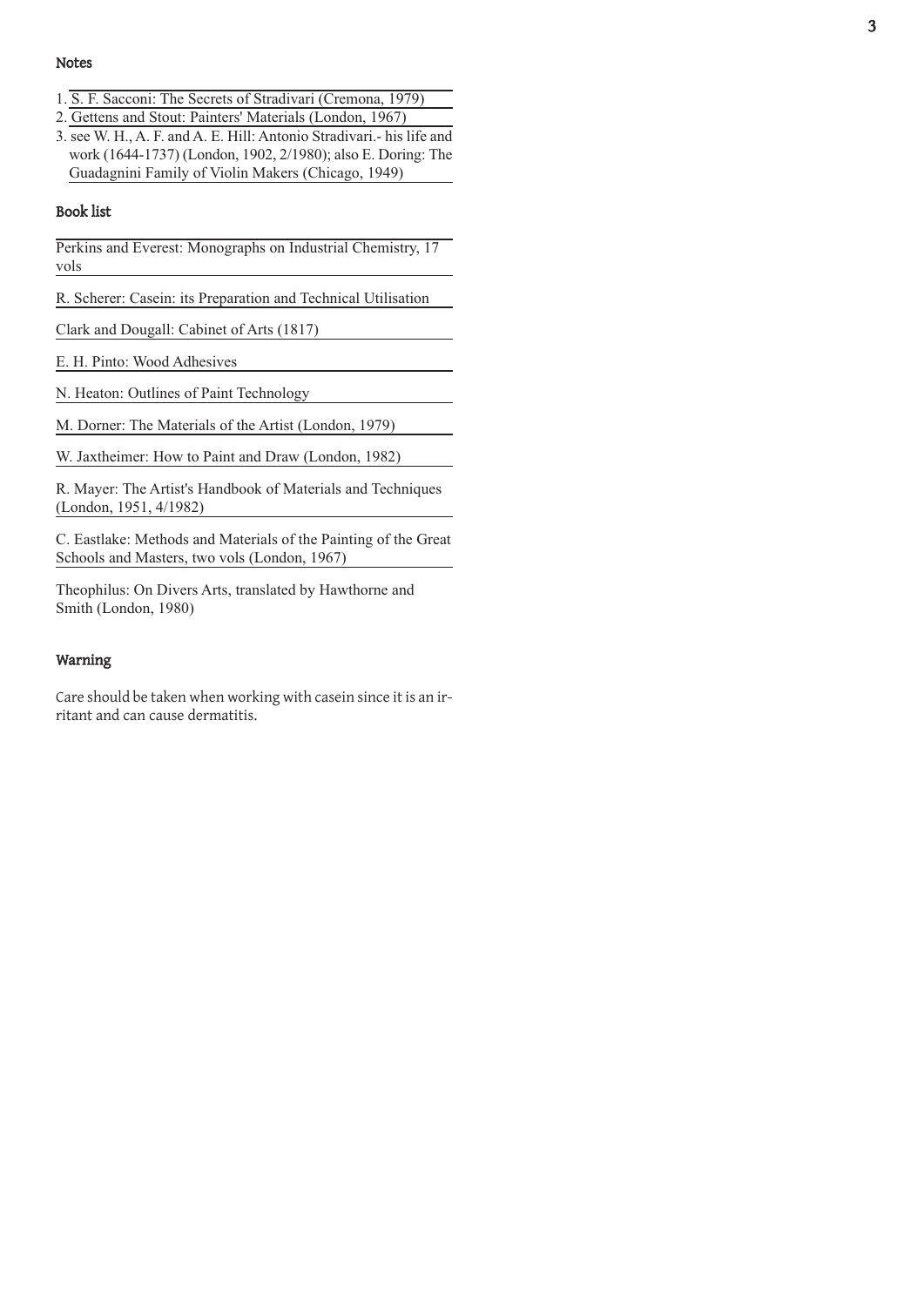## Notes

1. S. F. Sacconi: The Secrets of Stradivari (Cremona, 1979)
2. Gettens and Stout: Painters' Materials (London, 1967)
3. see W. H., A. F. and A. E. Hill: Antonio Stradivari.- his life and work (1644-1737) (London, 1902, 2/1980); also E. Doring: The Guadagnini Family of Violin Makers (Chicago, 1949)

## Book list

Perkins and Everest: Monographs on Industrial Chemistry, 17 vols

R. Scherer: Casein: its Preparation and Technical Utilisation

Clark and Dougall: Cabinet of Arts (1817)

E. H. Pinto: Wood Adhesives

N. Heaton: Outlines of Paint Technology

M. Dorner: The Materials of the Artist (London, 1979)

W. Jaxtheimer: How to Paint and Draw (London, 1982)

R. Mayer: The Artist's Handbook of Materials and Techniques (London, 1951, 4/1982)

C. Eastlake: Methods and Materials of the Painting of the Great Schools and Masters, two vols (London, 1967)

Theophilus: On Divers Arts, translated by Hawthorne and Smith (London, 1980)

## Warning

Care should be taken when working with casein since it is an irritant and can cause dermatitis.